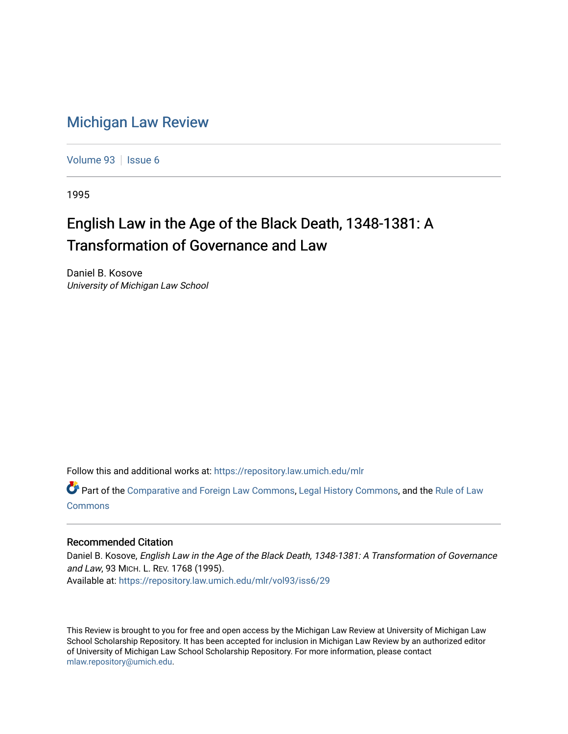# Michigan Law Review

Volume 93 | Issue 6

1995

## English Law in the Age of the Black Death, 1348-1381: A Transformation of Governance and Law

Daniel B. Kosove
*University of Michigan Law School*

Follow this and additional works at: https://repository.law.umich.edu/mlr

Part of the Comparative and Foreign Law Commons, Legal History Commons, and the Rule of Law Commons

### Recommended Citation

Daniel B. Kosove, *English Law in the Age of the Black Death, 1348-1381: A Transformation of Governance and Law*, 93 MICH. L. REV. 1768 (1995).
Available at: https://repository.law.umich.edu/mlr/vol93/iss6/29

This Review is brought to you for free and open access by the Michigan Law Review at University of Michigan Law School Scholarship Repository. It has been accepted for inclusion in Michigan Law Review by an authorized editor of University of Michigan Law School Scholarship Repository. For more information, please contact mlaw.repository@umich.edu.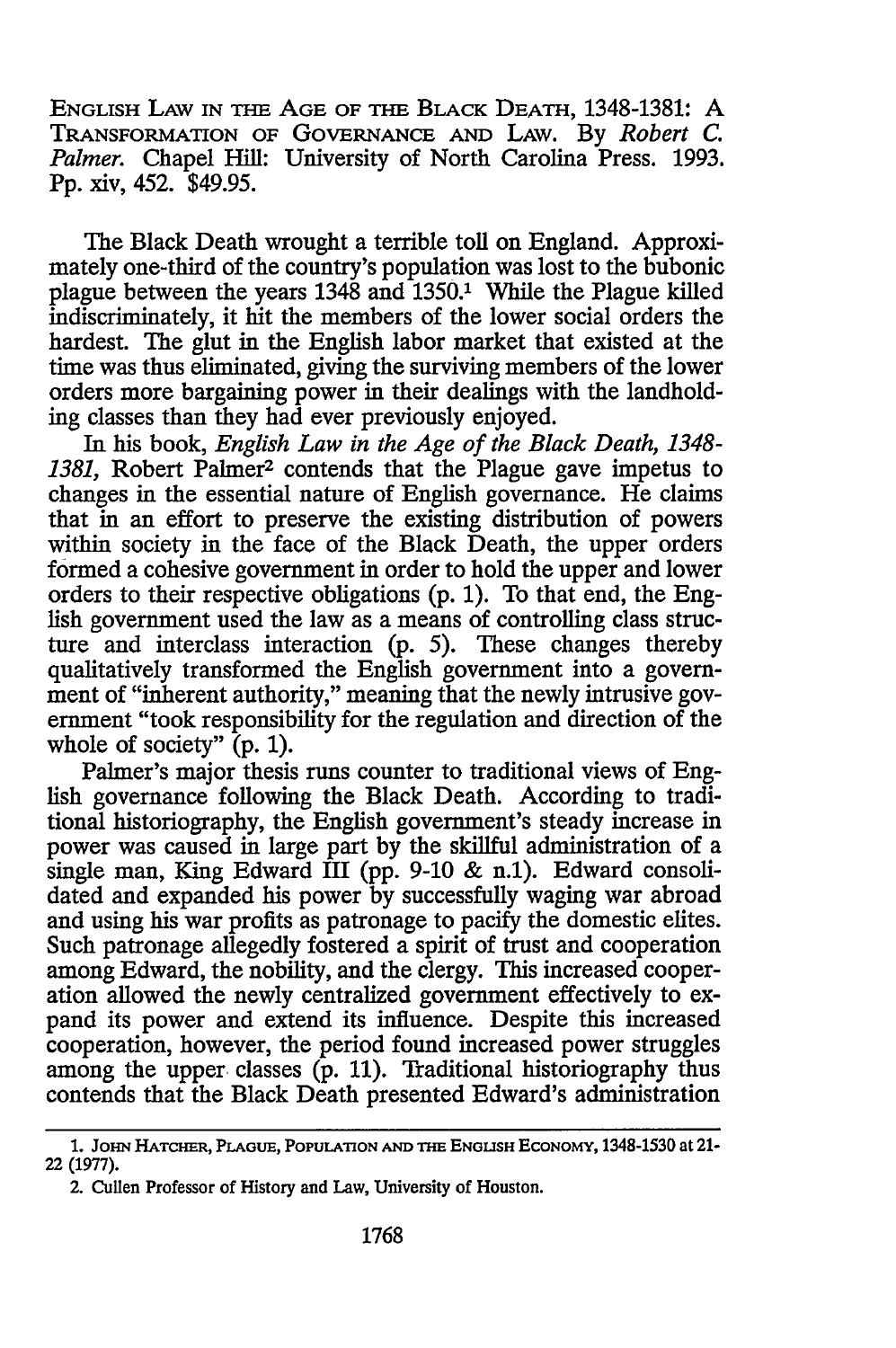English Law in the Age of the Black Death, 1348-1381: A Transformation of Governance and Law. By *Robert C. Palmer*. Chapel Hill: University of North Carolina Press. 1993. Pp. xiv, 452. $49.95.

The Black Death wrought a terrible toll on England. Approximately one-third of the country's population was lost to the bubonic plague between the years 1348 and 1350.[1] While the Plague killed indiscriminately, it hit the members of the lower social orders the hardest. The glut in the English labor market that existed at the time was thus eliminated, giving the surviving members of the lower orders more bargaining power in their dealings with the landholding classes than they had ever previously enjoyed.

In his book, *English Law in the Age of the Black Death, 1348-1381,* Robert Palmer[2] contends that the Plague gave impetus to changes in the essential nature of English governance. He claims that in an effort to preserve the existing distribution of powers within society in the face of the Black Death, the upper orders formed a cohesive government in order to hold the upper and lower orders to their respective obligations (p. 1). To that end, the English government used the law as a means of controlling class structure and interclass interaction (p. 5). These changes thereby qualitatively transformed the English government into a government of "inherent authority," meaning that the newly intrusive government "took responsibility for the regulation and direction of the whole of society" (p. 1).

Palmer's major thesis runs counter to traditional views of English governance following the Black Death. According to traditional historiography, the English government's steady increase in power was caused in large part by the skillful administration of a single man, King Edward III (pp. 9-10 & n.1). Edward consolidated and expanded his power by successfully waging war abroad and using his war profits as patronage to pacify the domestic elites. Such patronage allegedly fostered a spirit of trust and cooperation among Edward, the nobility, and the clergy. This increased cooperation allowed the newly centralized government effectively to expand its power and extend its influence. Despite this increased cooperation, however, the period found increased power struggles among the upper classes (p. 11). Traditional historiography thus contends that the Black Death presented Edward's administration

---

1. John Hatcher, Plague, Population and the English Economy, 1348-1530 at 21-22 (1977).

2. Cullen Professor of History and Law, University of Houston.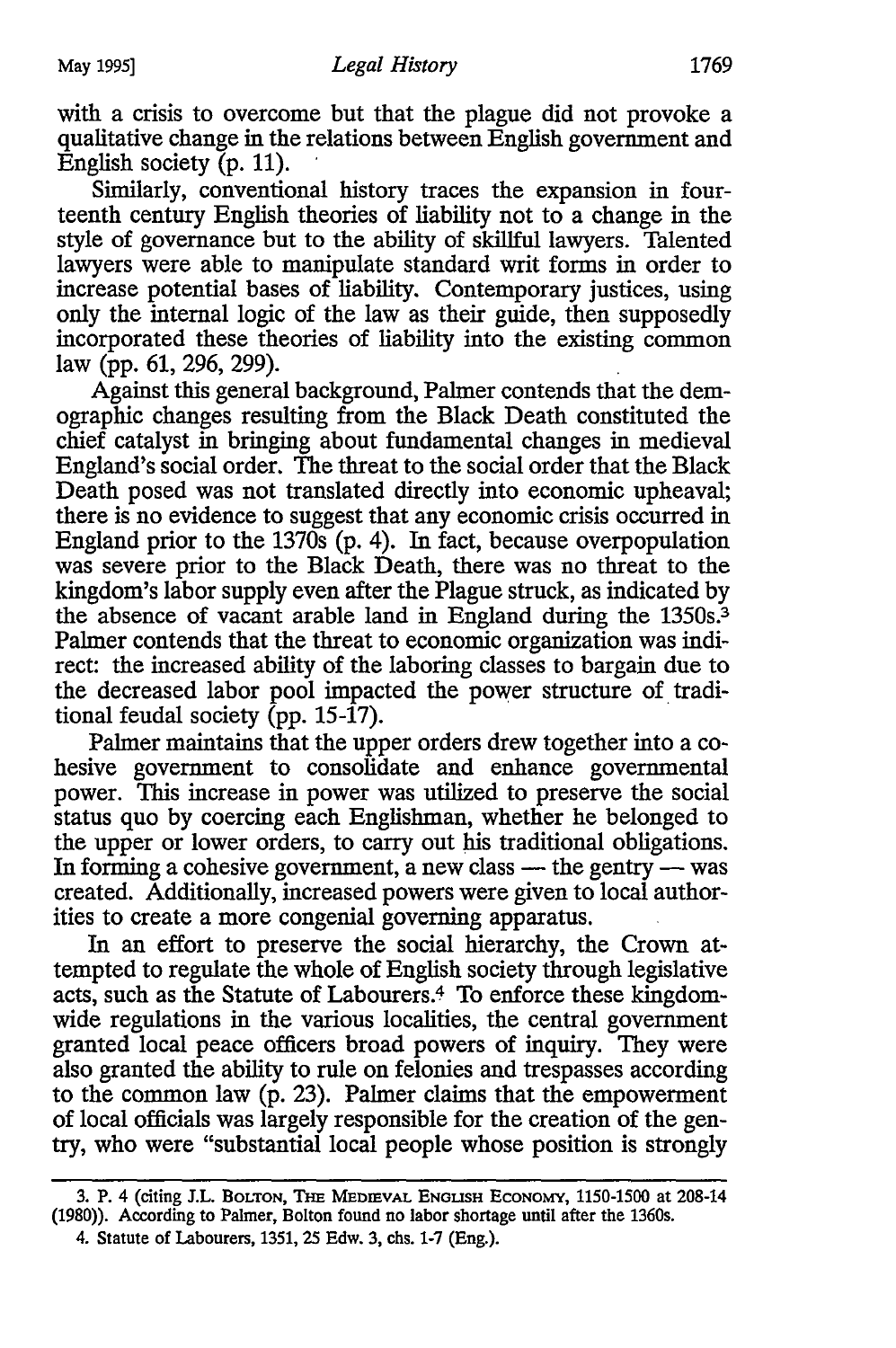with a crisis to overcome but that the plague did not provoke a qualitative change in the relations between English government and English society (p. 11).

Similarly, conventional history traces the expansion in fourteenth century English theories of liability not to a change in the style of governance but to the ability of skillful lawyers. Talented lawyers were able to manipulate standard writ forms in order to increase potential bases of liability. Contemporary justices, using only the internal logic of the law as their guide, then supposedly incorporated these theories of liability into the existing common law (pp. 61, 296, 299).

Against this general background, Palmer contends that the demographic changes resulting from the Black Death constituted the chief catalyst in bringing about fundamental changes in medieval England's social order. The threat to the social order that the Black Death posed was not translated directly into economic upheaval; there is no evidence to suggest that any economic crisis occurred in England prior to the 1370s (p. 4). In fact, because overpopulation was severe prior to the Black Death, there was no threat to the kingdom's labor supply even after the Plague struck, as indicated by the absence of vacant arable land in England during the 1350s.[3] Palmer contends that the threat to economic organization was indirect: the increased ability of the laboring classes to bargain due to the decreased labor pool impacted the power structure of traditional feudal society (pp. 15-17).

Palmer maintains that the upper orders drew together into a cohesive government to consolidate and enhance governmental power. This increase in power was utilized to preserve the social status quo by coercing each Englishman, whether he belonged to the upper or lower orders, to carry out his traditional obligations. In forming a cohesive government, a new class — the gentry — was created. Additionally, increased powers were given to local authorities to create a more congenial governing apparatus.

In an effort to preserve the social hierarchy, the Crown attempted to regulate the whole of English society through legislative acts, such as the Statute of Labourers.[4] To enforce these kingdom-wide regulations in the various localities, the central government granted local peace officers broad powers of inquiry. They were also granted the ability to rule on felonies and trespasses according to the common law (p. 23). Palmer claims that the empowerment of local officials was largely responsible for the creation of the gentry, who were "substantial local people whose position is strongly

---

3. P. 4 (citing J.L. Bolton, The Medieval English Economy, 1150-1500 at 208-14 (1980)). According to Palmer, Bolton found no labor shortage until after the 1360s.

4. Statute of Labourers, 1351, 25 Edw. 3, chs. 1-7 (Eng.).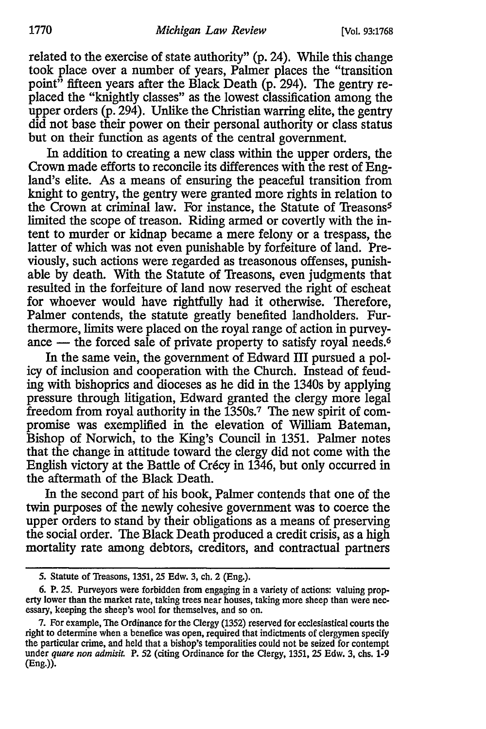related to the exercise of state authority" (p. 24). While this change took place over a number of years, Palmer places the "transition point" fifteen years after the Black Death (p. 294). The gentry replaced the "knightly classes" as the lowest classification among the upper orders (p. 294). Unlike the Christian warring elite, the gentry did not base their power on their personal authority or class status but on their function as agents of the central government.

In addition to creating a new class within the upper orders, the Crown made efforts to reconcile its differences with the rest of England's elite. As a means of ensuring the peaceful transition from knight to gentry, the gentry were granted more rights in relation to the Crown at criminal law. For instance, the Statute of Treasons[5] limited the scope of treason. Riding armed or covertly with the intent to murder or kidnap became a mere felony or a trespass, the latter of which was not even punishable by forfeiture of land. Previously, such actions were regarded as treasonous offenses, punishable by death. With the Statute of Treasons, even judgments that resulted in the forfeiture of land now reserved the right of escheat for whoever would have rightfully had it otherwise. Therefore, Palmer contends, the statute greatly benefited landholders. Furthermore, limits were placed on the royal range of action in purveyance — the forced sale of private property to satisfy royal needs.[6]

In the same vein, the government of Edward III pursued a policy of inclusion and cooperation with the Church. Instead of feuding with bishoprics and dioceses as he did in the 1340s by applying pressure through litigation, Edward granted the clergy more legal freedom from royal authority in the 1350s.[7] The new spirit of compromise was exemplified in the elevation of William Bateman, Bishop of Norwich, to the King's Council in 1351. Palmer notes that the change in attitude toward the clergy did not come with the English victory at the Battle of Crécy in 1346, but only occurred in the aftermath of the Black Death.

In the second part of his book, Palmer contends that one of the twin purposes of the newly cohesive government was to coerce the upper orders to stand by their obligations as a means of preserving the social order. The Black Death produced a credit crisis, as a high mortality rate among debtors, creditors, and contractual partners

---

5. Statute of Treasons, 1351, 25 Edw. 3, ch. 2 (Eng.).

6. P. 25. Purveyors were forbidden from engaging in a variety of actions: valuing property lower than the market rate, taking trees near houses, taking more sheep than were necessary, keeping the sheep's wool for themselves, and so on.

7. For example, The Ordinance for the Clergy (1352) reserved for ecclesiastical courts the right to determine when a benefice was open, required that indictments of clergymen specify the particular crime, and held that a bishop's temporalities could not be seized for contempt under *quare non admisit*. P. 52 (citing Ordinance for the Clergy, 1351, 25 Edw. 3, chs. 1-9 (Eng.)).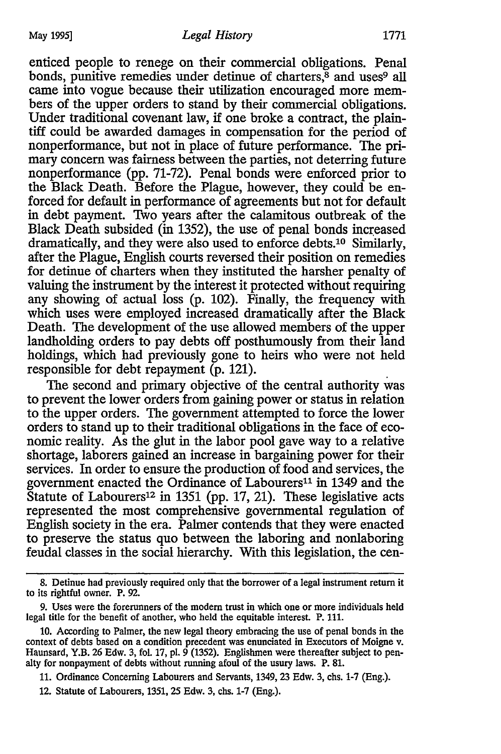enticed people to renege on their commercial obligations. Penal bonds, punitive remedies under detinue of charters,[8] and uses[9] all came into vogue because their utilization encouraged more members of the upper orders to stand by their commercial obligations. Under traditional covenant law, if one broke a contract, the plaintiff could be awarded damages in compensation for the period of nonperformance, but not in place of future performance. The primary concern was fairness between the parties, not deterring future nonperformance (pp. 71-72). Penal bonds were enforced prior to the Black Death. Before the Plague, however, they could be enforced for default in performance of agreements but not for default in debt payment. Two years after the calamitous outbreak of the Black Death subsided (in 1352), the use of penal bonds increased dramatically, and they were also used to enforce debts.[10] Similarly, after the Plague, English courts reversed their position on remedies for detinue of charters when they instituted the harsher penalty of valuing the instrument by the interest it protected without requiring any showing of actual loss (p. 102). Finally, the frequency with which uses were employed increased dramatically after the Black Death. The development of the use allowed members of the upper landholding orders to pay debts off posthumously from their land holdings, which had previously gone to heirs who were not held responsible for debt repayment (p. 121).

The second and primary objective of the central authority was to prevent the lower orders from gaining power or status in relation to the upper orders. The government attempted to force the lower orders to stand up to their traditional obligations in the face of economic reality. As the glut in the labor pool gave way to a relative shortage, laborers gained an increase in bargaining power for their services. In order to ensure the production of food and services, the government enacted the Ordinance of Labourers[11] in 1349 and the Statute of Labourers[12] in 1351 (pp. 17, 21). These legislative acts represented the most comprehensive governmental regulation of English society in the era. Palmer contends that they were enacted to preserve the status quo between the laboring and nonlaboring feudal classes in the social hierarchy. With this legislation, the cen-

---

8. Detinue had previously required only that the borrower of a legal instrument return it to its rightful owner. P. 92.

9. Uses were the forerunners of the modern trust in which one or more individuals held legal title for the benefit of another, who held the equitable interest. P. 111.

10. According to Palmer, the new legal theory embracing the use of penal bonds in the context of debts based on a condition precedent was enunciated in Executors of Moigne v. Haunsard, Y.B. 26 Edw. 3, fol. 17, pl. 9 (1352). Englishmen were thereafter subject to penalty for nonpayment of debts without running afoul of the usury laws. P. 81.

11. Ordinance Concerning Labourers and Servants, 1349, 23 Edw. 3, chs. 1-7 (Eng.).

12. Statute of Labourers, 1351, 25 Edw. 3, chs. 1-7 (Eng.).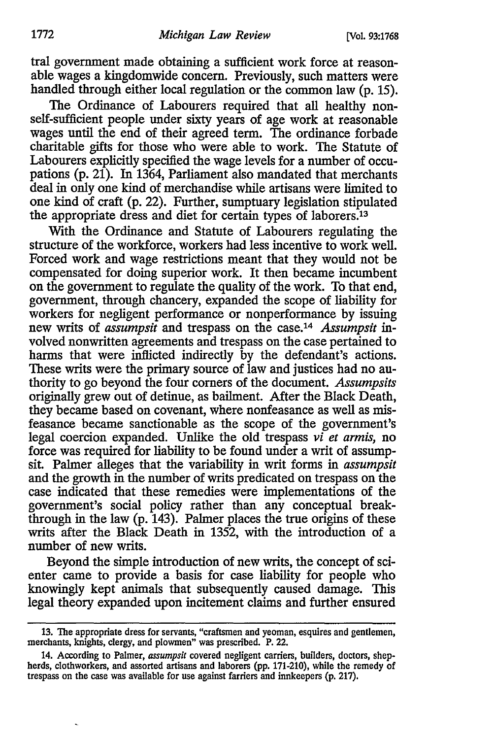tral government made obtaining a sufficient work force at reasonable wages a kingdomwide concern. Previously, such matters were handled through either local regulation or the common law (p. 15).

The Ordinance of Labourers required that all healthy non-self-sufficient people under sixty years of age work at reasonable wages until the end of their agreed term. The ordinance forbade charitable gifts for those who were able to work. The Statute of Labourers explicitly specified the wage levels for a number of occupations (p. 21). In 1364, Parliament also mandated that merchants deal in only one kind of merchandise while artisans were limited to one kind of craft (p. 22). Further, sumptuary legislation stipulated the appropriate dress and diet for certain types of laborers.[13]

With the Ordinance and Statute of Labourers regulating the structure of the workforce, workers had less incentive to work well. Forced work and wage restrictions meant that they would not be compensated for doing superior work. It then became incumbent on the government to regulate the quality of the work. To that end, government, through chancery, expanded the scope of liability for workers for negligent performance or nonperformance by issuing new writs of *assumpsit* and trespass on the case.[14] *Assumpsit* involved nonwritten agreements and trespass on the case pertained to harms that were inflicted indirectly by the defendant's actions. These writs were the primary source of law and justices had no authority to go beyond the four corners of the document. *Assumpsits* originally grew out of detinue, as bailment. After the Black Death, they became based on covenant, where nonfeasance as well as misfeasance became sanctionable as the scope of the government's legal coercion expanded. Unlike the old trespass *vi et armis,* no force was required for liability to be found under a writ of assumpsit. Palmer alleges that the variability in writ forms in *assumpsit* and the growth in the number of writs predicated on trespass on the case indicated that these remedies were implementations of the government's social policy rather than any conceptual breakthrough in the law (p. 143). Palmer places the true origins of these writs after the Black Death in 1352, with the introduction of a number of new writs.

Beyond the simple introduction of new writs, the concept of scienter came to provide a basis for case liability for people who knowingly kept animals that subsequently caused damage. This legal theory expanded upon incitement claims and further ensured

---

13. The appropriate dress for servants, "craftsmen and yeoman, esquires and gentlemen, merchants, knights, clergy, and plowmen" was prescribed. P. 22.

14. According to Palmer, *assumpsit* covered negligent carriers, builders, doctors, shepherds, clothworkers, and assorted artisans and laborers (pp. 171-210), while the remedy of trespass on the case was available for use against farriers and innkeepers (p. 217).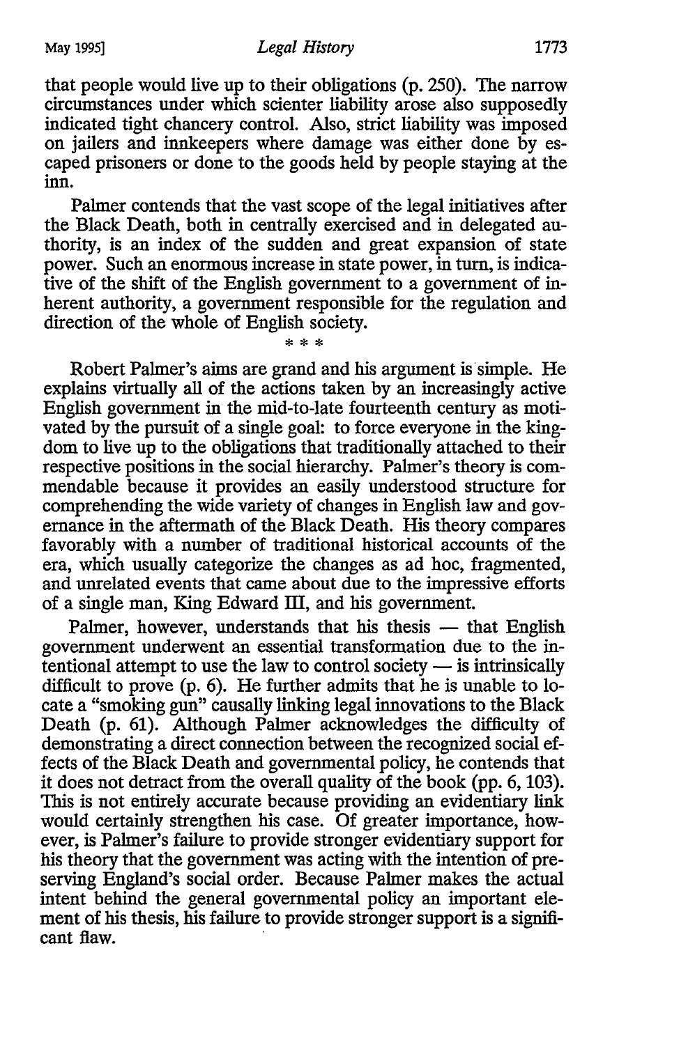that people would live up to their obligations (p. 250). The narrow circumstances under which scienter liability arose also supposedly indicated tight chancery control. Also, strict liability was imposed on jailers and innkeepers where damage was either done by escaped prisoners or done to the goods held by people staying at the inn.

Palmer contends that the vast scope of the legal initiatives after the Black Death, both in centrally exercised and in delegated authority, is an index of the sudden and great expansion of state power. Such an enormous increase in state power, in turn, is indicative of the shift of the English government to a government of inherent authority, a government responsible for the regulation and direction of the whole of English society.

\* \* \*

Robert Palmer's aims are grand and his argument is simple. He explains virtually all of the actions taken by an increasingly active English government in the mid-to-late fourteenth century as motivated by the pursuit of a single goal: to force everyone in the kingdom to live up to the obligations that traditionally attached to their respective positions in the social hierarchy. Palmer's theory is commendable because it provides an easily understood structure for comprehending the wide variety of changes in English law and governance in the aftermath of the Black Death. His theory compares favorably with a number of traditional historical accounts of the era, which usually categorize the changes as ad hoc, fragmented, and unrelated events that came about due to the impressive efforts of a single man, King Edward III, and his government.

Palmer, however, understands that his thesis — that English government underwent an essential transformation due to the intentional attempt to use the law to control society — is intrinsically difficult to prove (p. 6). He further admits that he is unable to locate a "smoking gun" causally linking legal innovations to the Black Death (p. 61). Although Palmer acknowledges the difficulty of demonstrating a direct connection between the recognized social effects of the Black Death and governmental policy, he contends that it does not detract from the overall quality of the book (pp. 6, 103). This is not entirely accurate because providing an evidentiary link would certainly strengthen his case. Of greater importance, however, is Palmer's failure to provide stronger evidentiary support for his theory that the government was acting with the intention of preserving England's social order. Because Palmer makes the actual intent behind the general governmental policy an important element of his thesis, his failure to provide stronger support is a significant flaw.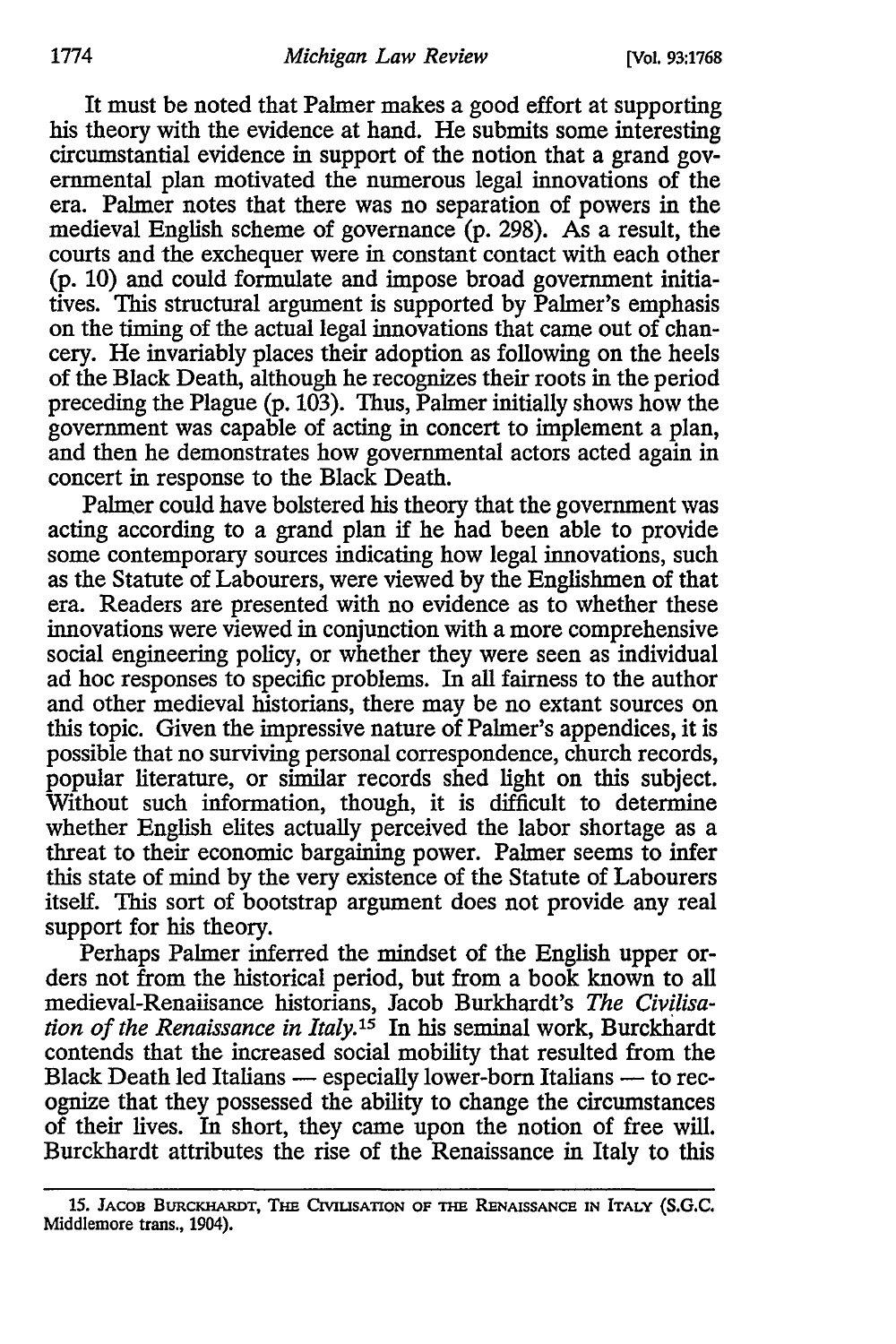It must be noted that Palmer makes a good effort at supporting his theory with the evidence at hand. He submits some interesting circumstantial evidence in support of the notion that a grand governmental plan motivated the numerous legal innovations of the era. Palmer notes that there was no separation of powers in the medieval English scheme of governance (p. 298). As a result, the courts and the exchequer were in constant contact with each other (p. 10) and could formulate and impose broad government initiatives. This structural argument is supported by Palmer's emphasis on the timing of the actual legal innovations that came out of chancery. He invariably places their adoption as following on the heels of the Black Death, although he recognizes their roots in the period preceding the Plague (p. 103). Thus, Palmer initially shows how the government was capable of acting in concert to implement a plan, and then he demonstrates how governmental actors acted again in concert in response to the Black Death.

Palmer could have bolstered his theory that the government was acting according to a grand plan if he had been able to provide some contemporary sources indicating how legal innovations, such as the Statute of Labourers, were viewed by the Englishmen of that era. Readers are presented with no evidence as to whether these innovations were viewed in conjunction with a more comprehensive social engineering policy, or whether they were seen as individual ad hoc responses to specific problems. In all fairness to the author and other medieval historians, there may be no extant sources on this topic. Given the impressive nature of Palmer's appendices, it is possible that no surviving personal correspondence, church records, popular literature, or similar records shed light on this subject. Without such information, though, it is difficult to determine whether English elites actually perceived the labor shortage as a threat to their economic bargaining power. Palmer seems to infer this state of mind by the very existence of the Statute of Labourers itself. This sort of bootstrap argument does not provide any real support for his theory.

Perhaps Palmer inferred the mindset of the English upper orders not from the historical period, but from a book known to all medieval-Renaissance historians, Jacob Burkhardt's *The Civilisation of the Renaissance in Italy*.[15] In his seminal work, Burckhardt contends that the increased social mobility that resulted from the Black Death led Italians — especially lower-born Italians — to recognize that they possessed the ability to change the circumstances of their lives. In short, they came upon the notion of free will. Burckhardt attributes the rise of the Renaissance in Italy to this

15. Jacob Burckhardt, The Civilisation of the Renaissance in Italy (S.G.C. Middlemore trans., 1904).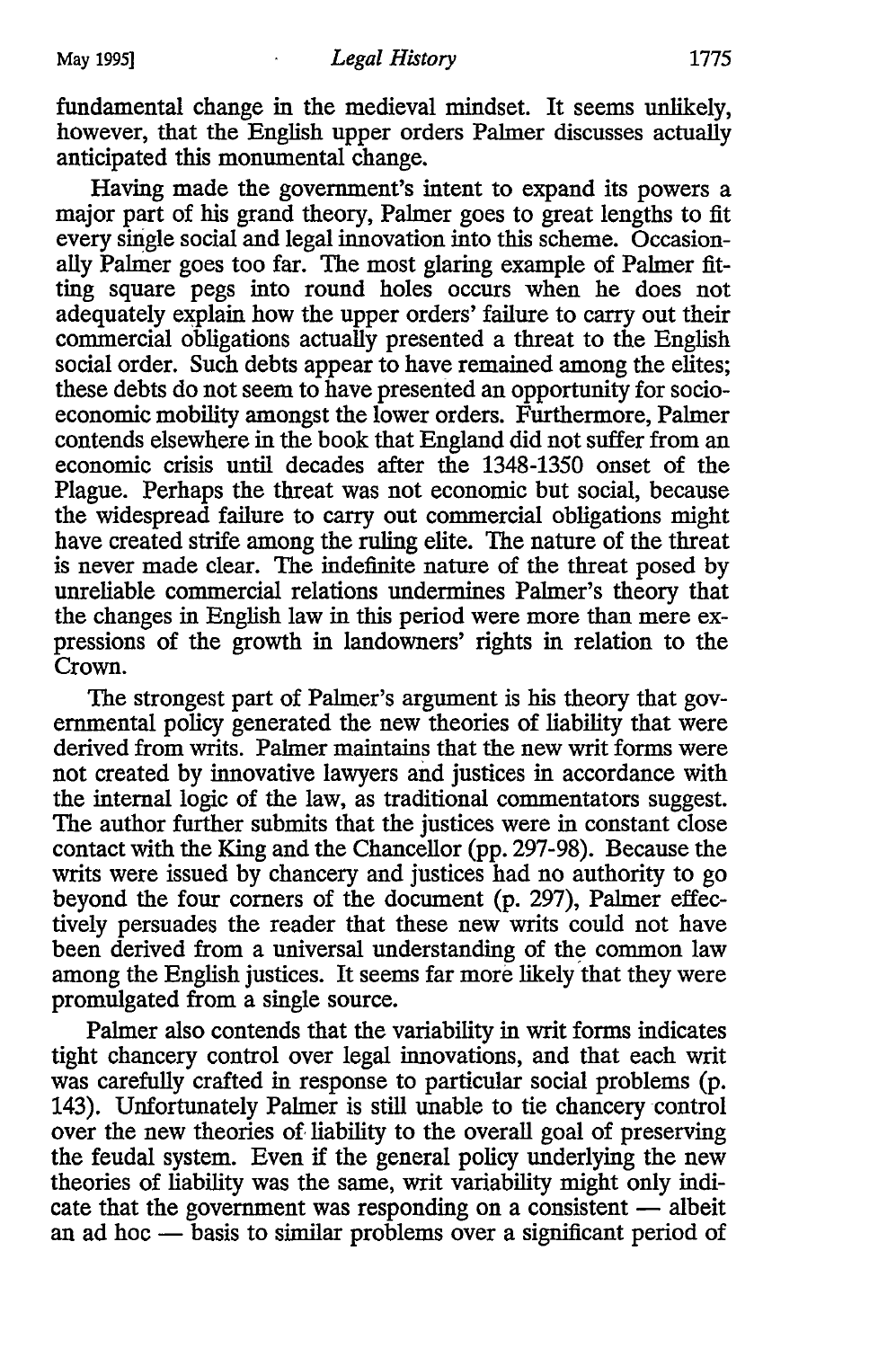fundamental change in the medieval mindset. It seems unlikely, however, that the English upper orders Palmer discusses actually anticipated this monumental change.

Having made the government's intent to expand its powers a major part of his grand theory, Palmer goes to great lengths to fit every single social and legal innovation into this scheme. Occasionally Palmer goes too far. The most glaring example of Palmer fitting square pegs into round holes occurs when he does not adequately explain how the upper orders' failure to carry out their commercial obligations actually presented a threat to the English social order. Such debts appear to have remained among the elites; these debts do not seem to have presented an opportunity for socioeconomic mobility amongst the lower orders. Furthermore, Palmer contends elsewhere in the book that England did not suffer from an economic crisis until decades after the 1348-1350 onset of the Plague. Perhaps the threat was not economic but social, because the widespread failure to carry out commercial obligations might have created strife among the ruling elite. The nature of the threat is never made clear. The indefinite nature of the threat posed by unreliable commercial relations undermines Palmer's theory that the changes in English law in this period were more than mere expressions of the growth in landowners' rights in relation to the Crown.

The strongest part of Palmer's argument is his theory that governmental policy generated the new theories of liability that were derived from writs. Palmer maintains that the new writ forms were not created by innovative lawyers and justices in accordance with the internal logic of the law, as traditional commentators suggest. The author further submits that the justices were in constant close contact with the King and the Chancellor (pp. 297-98). Because the writs were issued by chancery and justices had no authority to go beyond the four corners of the document (p. 297), Palmer effectively persuades the reader that these new writs could not have been derived from a universal understanding of the common law among the English justices. It seems far more likely that they were promulgated from a single source.

Palmer also contends that the variability in writ forms indicates tight chancery control over legal innovations, and that each writ was carefully crafted in response to particular social problems (p. 143). Unfortunately Palmer is still unable to tie chancery control over the new theories of liability to the overall goal of preserving the feudal system. Even if the general policy underlying the new theories of liability was the same, writ variability might only indicate that the government was responding on a consistent — albeit an ad hoc — basis to similar problems over a significant period of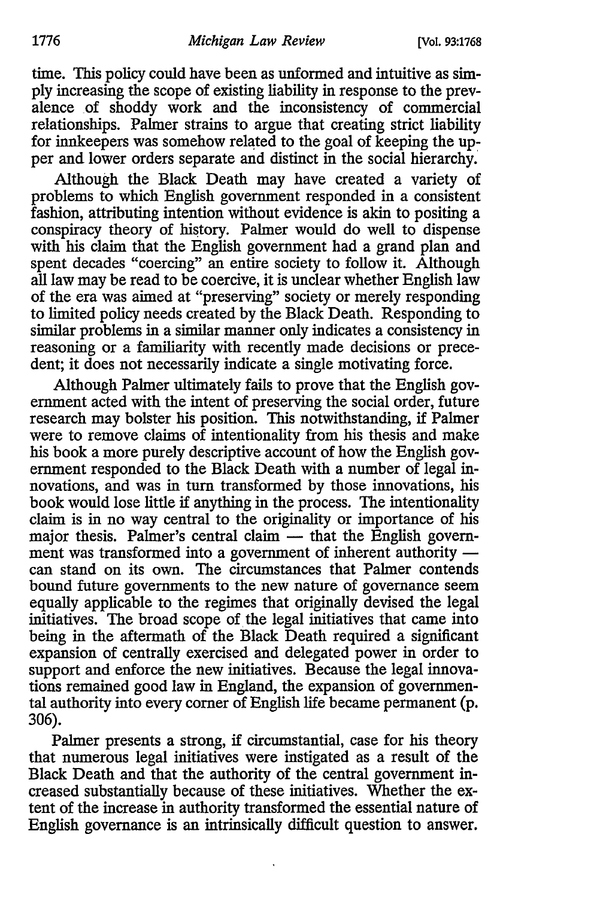time. This policy could have been as unformed and intuitive as simply increasing the scope of existing liability in response to the prevalence of shoddy work and the inconsistency of commercial relationships. Palmer strains to argue that creating strict liability for innkeepers was somehow related to the goal of keeping the upper and lower orders separate and distinct in the social hierarchy.

Although the Black Death may have created a variety of problems to which English government responded in a consistent fashion, attributing intention without evidence is akin to positing a conspiracy theory of history. Palmer would do well to dispense with his claim that the English government had a grand plan and spent decades "coercing" an entire society to follow it. Although all law may be read to be coercive, it is unclear whether English law of the era was aimed at "preserving" society or merely responding to limited policy needs created by the Black Death. Responding to similar problems in a similar manner only indicates a consistency in reasoning or a familiarity with recently made decisions or precedent; it does not necessarily indicate a single motivating force.

Although Palmer ultimately fails to prove that the English government acted with the intent of preserving the social order, future research may bolster his position. This notwithstanding, if Palmer were to remove claims of intentionality from his thesis and make his book a more purely descriptive account of how the English government responded to the Black Death with a number of legal innovations, and was in turn transformed by those innovations, his book would lose little if anything in the process. The intentionality claim is in no way central to the originality or importance of his major thesis. Palmer's central claim — that the English government was transformed into a government of inherent authority — can stand on its own. The circumstances that Palmer contends bound future governments to the new nature of governance seem equally applicable to the regimes that originally devised the legal initiatives. The broad scope of the legal initiatives that came into being in the aftermath of the Black Death required a significant expansion of centrally exercised and delegated power in order to support and enforce the new initiatives. Because the legal innovations remained good law in England, the expansion of governmental authority into every corner of English life became permanent (p. 306).

Palmer presents a strong, if circumstantial, case for his theory that numerous legal initiatives were instigated as a result of the Black Death and that the authority of the central government increased substantially because of these initiatives. Whether the extent of the increase in authority transformed the essential nature of English governance is an intrinsically difficult question to answer.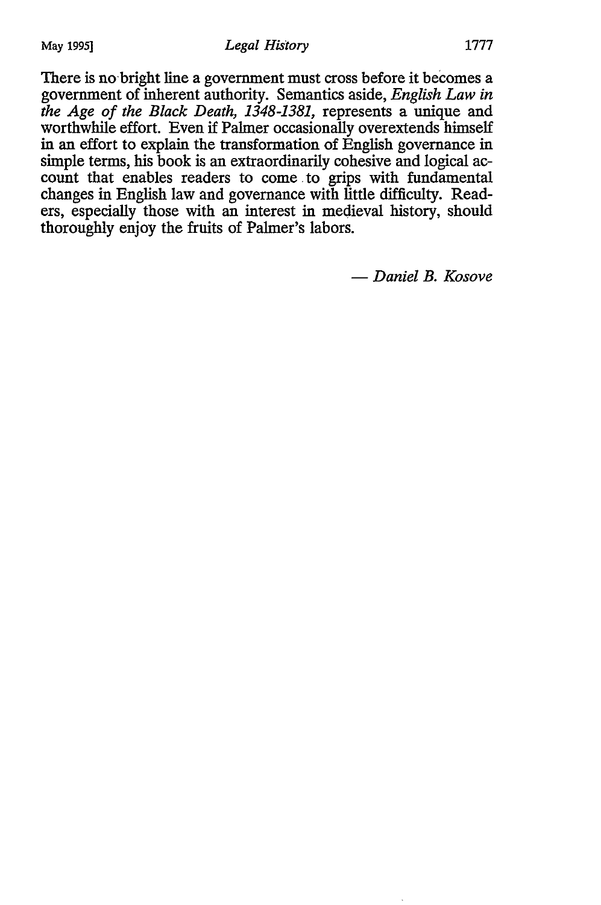There is no bright line a government must cross before it becomes a government of inherent authority. Semantics aside, *English Law in the Age of the Black Death, 1348-1381,* represents a unique and worthwhile effort. Even if Palmer occasionally overextends himself in an effort to explain the transformation of English governance in simple terms, his book is an extraordinarily cohesive and logical account that enables readers to come to grips with fundamental changes in English law and governance with little difficulty. Readers, especially those with an interest in medieval history, should thoroughly enjoy the fruits of Palmer's labors.

— *Daniel B. Kosove*